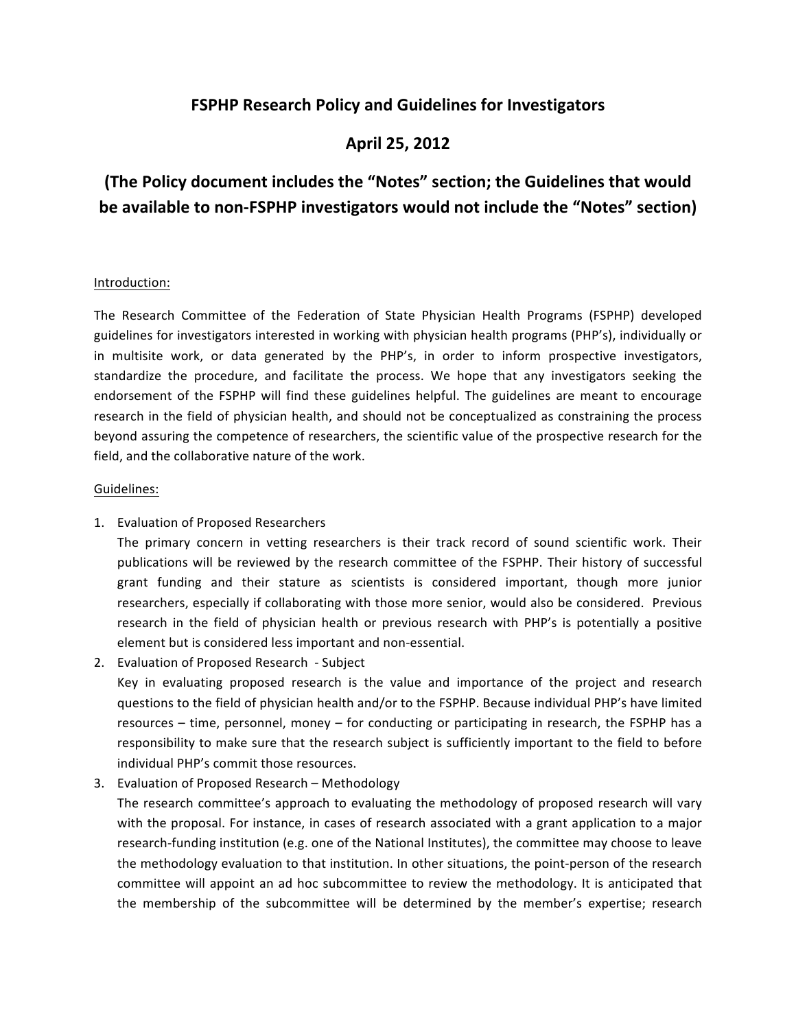# FSPHP Research Policy and Guidelines for Investigators

## April 25, 2012

## (The Policy document includes the "Notes" section; the Guidelines that would be available to non-FSPHP investigators would not include the "Notes" section)

Introduction:

The Research Committee of the Federation of State Physician Health Programs (FSPHP) developed guidelines for investigators interested in working with physician health programs (PHP's), individually or in multisite work, or data generated by the PHP's, in order to inform prospective investigators, standardize the procedure, and facilitate the process. We hope that any investigators seeking the endorsement of the FSPHP will find these guidelines helpful. The guidelines are meant to encourage research in the field of physician health, and should not be conceptualized as constraining the process beyond assuring the competence of researchers, the scientific value of the prospective research for the field, and the collaborative nature of the work.

Guidelines:

1. Evaluation of Proposed Researchers
   The primary concern in vetting researchers is their track record of sound scientific work. Their publications will be reviewed by the research committee of the FSPHP. Their history of successful grant funding and their stature as scientists is considered important, though more junior researchers, especially if collaborating with those more senior, would also be considered. Previous research in the field of physician health or previous research with PHP's is potentially a positive element but is considered less important and non-essential.
2. Evaluation of Proposed Research - Subject
   Key in evaluating proposed research is the value and importance of the project and research questions to the field of physician health and/or to the FSPHP. Because individual PHP's have limited resources – time, personnel, money – for conducting or participating in research, the FSPHP has a responsibility to make sure that the research subject is sufficiently important to the field to before individual PHP's commit those resources.
3. Evaluation of Proposed Research – Methodology
   The research committee's approach to evaluating the methodology of proposed research will vary with the proposal. For instance, in cases of research associated with a grant application to a major research-funding institution (e.g. one of the National Institutes), the committee may choose to leave the methodology evaluation to that institution. In other situations, the point-person of the research committee will appoint an ad hoc subcommittee to review the methodology. It is anticipated that the membership of the subcommittee will be determined by the member's expertise; research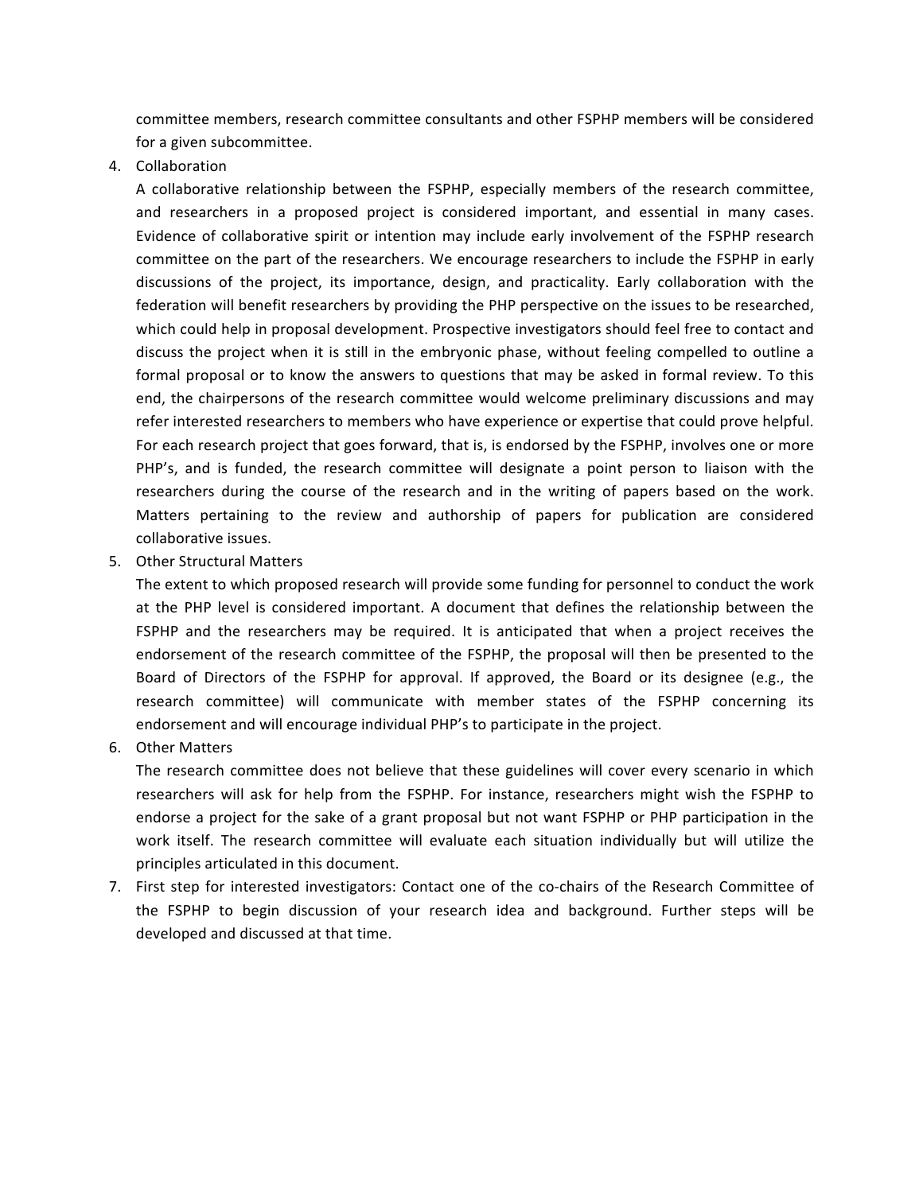committee members, research committee consultants and other FSPHP members will be considered for a given subcommittee.

4. Collaboration

   A collaborative relationship between the FSPHP, especially members of the research committee, and researchers in a proposed project is considered important, and essential in many cases. Evidence of collaborative spirit or intention may include early involvement of the FSPHP research committee on the part of the researchers. We encourage researchers to include the FSPHP in early discussions of the project, its importance, design, and practicality. Early collaboration with the federation will benefit researchers by providing the PHP perspective on the issues to be researched, which could help in proposal development. Prospective investigators should feel free to contact and discuss the project when it is still in the embryonic phase, without feeling compelled to outline a formal proposal or to know the answers to questions that may be asked in formal review. To this end, the chairpersons of the research committee would welcome preliminary discussions and may refer interested researchers to members who have experience or expertise that could prove helpful. For each research project that goes forward, that is, is endorsed by the FSPHP, involves one or more PHP's, and is funded, the research committee will designate a point person to liaison with the researchers during the course of the research and in the writing of papers based on the work. Matters pertaining to the review and authorship of papers for publication are considered collaborative issues.

5. Other Structural Matters

   The extent to which proposed research will provide some funding for personnel to conduct the work at the PHP level is considered important. A document that defines the relationship between the FSPHP and the researchers may be required. It is anticipated that when a project receives the endorsement of the research committee of the FSPHP, the proposal will then be presented to the Board of Directors of the FSPHP for approval. If approved, the Board or its designee (e.g., the research committee) will communicate with member states of the FSPHP concerning its endorsement and will encourage individual PHP's to participate in the project.

6. Other Matters

   The research committee does not believe that these guidelines will cover every scenario in which researchers will ask for help from the FSPHP. For instance, researchers might wish the FSPHP to endorse a project for the sake of a grant proposal but not want FSPHP or PHP participation in the work itself. The research committee will evaluate each situation individually but will utilize the principles articulated in this document.

7. First step for interested investigators: Contact one of the co-chairs of the Research Committee of the FSPHP to begin discussion of your research idea and background. Further steps will be developed and discussed at that time.